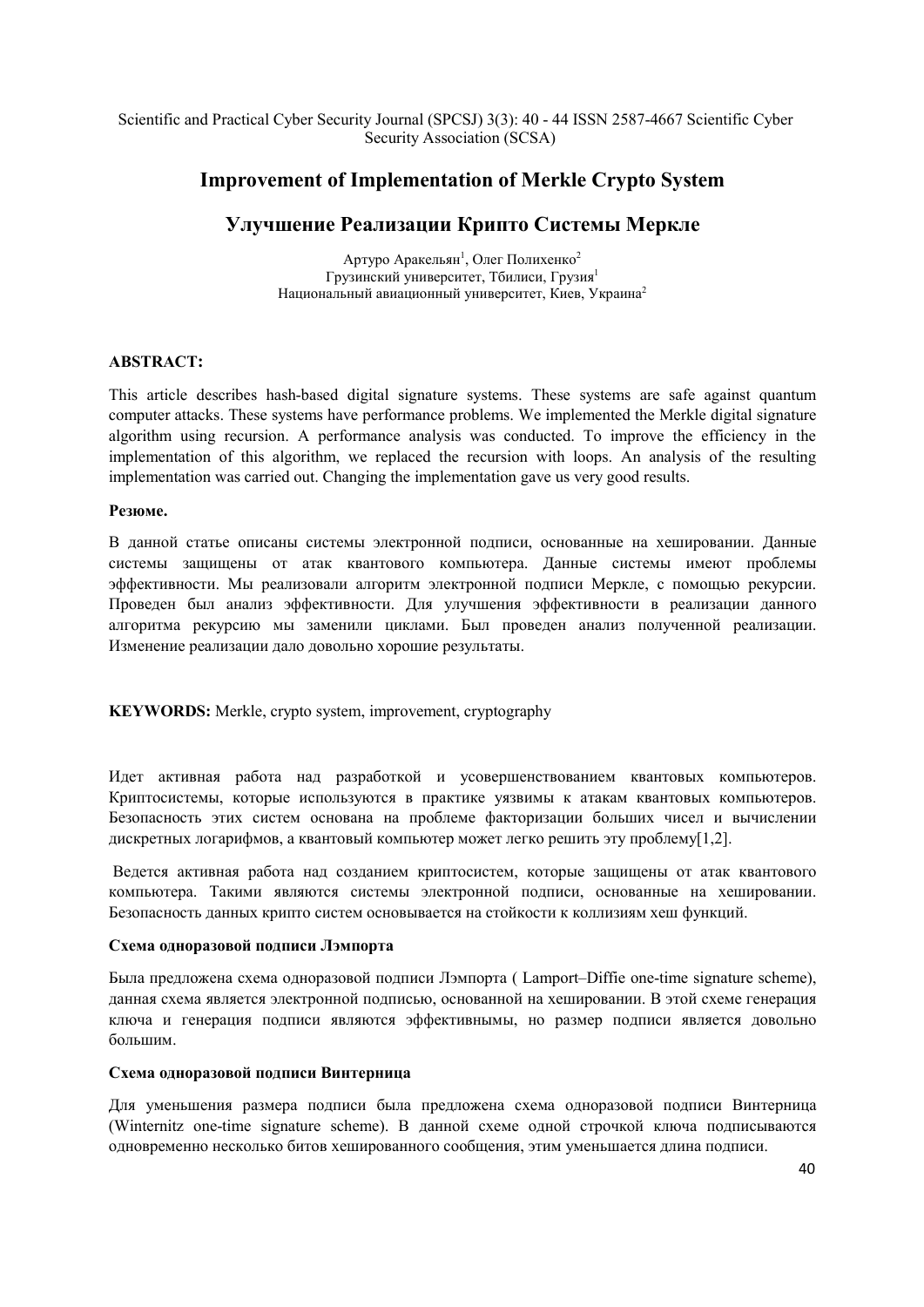# Improvement of Implementation of Merkle Crypto System

# Улучшение Реализации Крипто Системы Меркле

Артуро Аракельян[1], Олег Полихенко[2]
Грузинский университет, Тбилиси, Грузия[1]
Национальный авиационный университет, Киев, Украина[2]

**ABSTRACT:**

This article describes hash-based digital signature systems. These systems are safe against quantum computer attacks. These systems have performance problems. We implemented the Merkle digital signature algorithm using recursion. A performance analysis was conducted. To improve the efficiency in the implementation of this algorithm, we replaced the recursion with loops. An analysis of the resulting implementation was carried out. Changing the implementation gave us very good results.

**Резюме.**

В данной статье описаны системы электронной подписи, основанные на хешировании. Данные системы защищены от атак квантового компьютера. Данные системы имеют проблемы эффективности. Мы реализовали алгоритм электронной подписи Меркле, с помощью рекурсии. Проведен был анализ эффективности. Для улучшения эффективности в реализации данного алгоритма рекурсию мы заменили циклами. Был проведен анализ полученной реализации. Изменение реализации дало довольно хорошие результаты.

**KEYWORDS:** Merkle, crypto system, improvement, cryptography

Идет активная работа над разработкой и усовершенствованием квантовых компьютеров. Криптосистемы, которые используются в практике уязвимы к атакам квантовых компьютеров. Безопасность этих систем основана на проблеме факторизации больших чисел и вычислении дискретных логарифмов, а квантовый компьютер может легко решить эту проблему[1,2].

Ведется активная работа над созданием криптосистем, которые защищены от атак квантового компьютера. Такими являются системы электронной подписи, основанные на хешировании. Безопасность данных крипто систем основывается на стойкости к коллизиям хеш функций.

**Схема одноразовой подписи Лэмпорта**

Была предложена схема одноразовой подписи Лэмпорта ( Lamport–Diffie one-time signature scheme), данная схема является электронной подписью, основанной на хешировании. В этой схеме генерация ключа и генерация подписи являются эффективнымы, но размер подписи является довольно большим.

**Схема одноразовой подписи Винтерница**

Для уменьшения размера подписи была предложена схема одноразовой подписи Винтерница (Winternitz one-time signature scheme). В данной схеме одной строчкой ключа подписываются одновременно несколько битов хешированного сообщения, этим уменьшается длина подписи.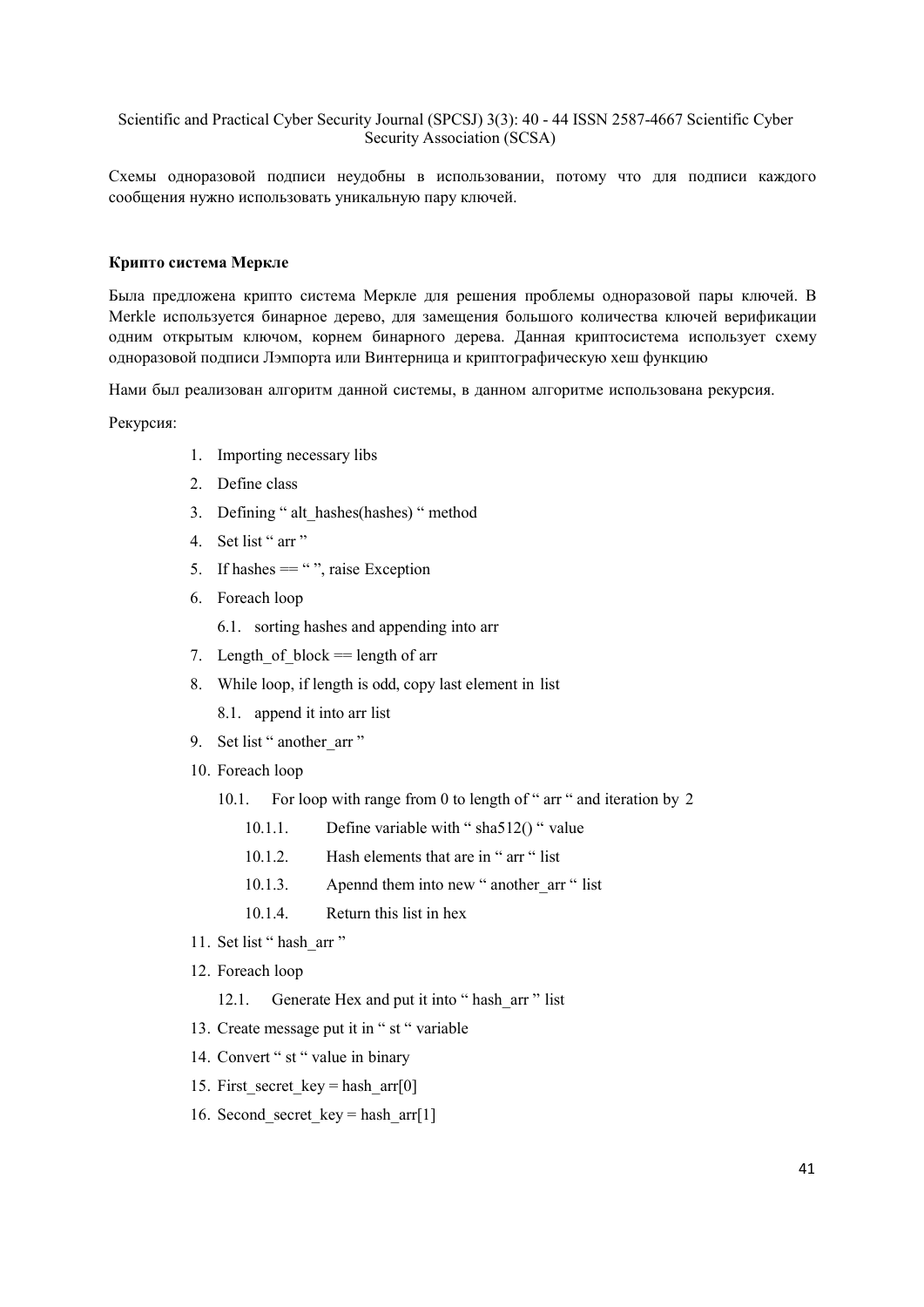Схемы одноразовой подписи неудобны в использовании, потому что для подписи каждого сообщения нужно использовать уникальную пару ключей.

**Крипто система Меркле**

Была предложена крипто система Меркле для решения проблемы одноразовой пары ключей. В Merkle используется бинарное дерево, для замещения большого количества ключей верификации одним открытым ключом, корнем бинарного дерева. Данная криптосистема использует схему одноразовой подписи Лэмпорта или Винтерница и криптографическую хеш функцию

Нами был реализован алгоритм данной системы, в данном алгоритме использована рекурсия.

Рекурсия:

1. Importing necessary libs
2. Define class
3. Defining " alt_hashes(hashes) " method
4. Set list " arr "
5. If hashes == " ", raise Exception
6. Foreach loop
   6.1. sorting hashes and appending into arr
7. Length_of_block == length of arr
8. While loop, if length is odd, copy last element in list
   8.1. append it into arr list
9. Set list " another_arr "
10. Foreach loop
    10.1. For loop with range from 0 to length of " arr " and iteration by 2
        10.1.1. Define variable with " sha512() " value
        10.1.2. Hash elements that are in " arr " list
        10.1.3. Apennd them into new " another_arr " list
        10.1.4. Return this list in hex
11. Set list " hash_arr "
12. Foreach loop
    12.1. Generate Hex and put it into " hash_arr " list
13. Create message put it in " st " variable
14. Convert " st " value in binary
15. First_secret_key = hash_arr[0]
16. Second_secret_key = hash_arr[1]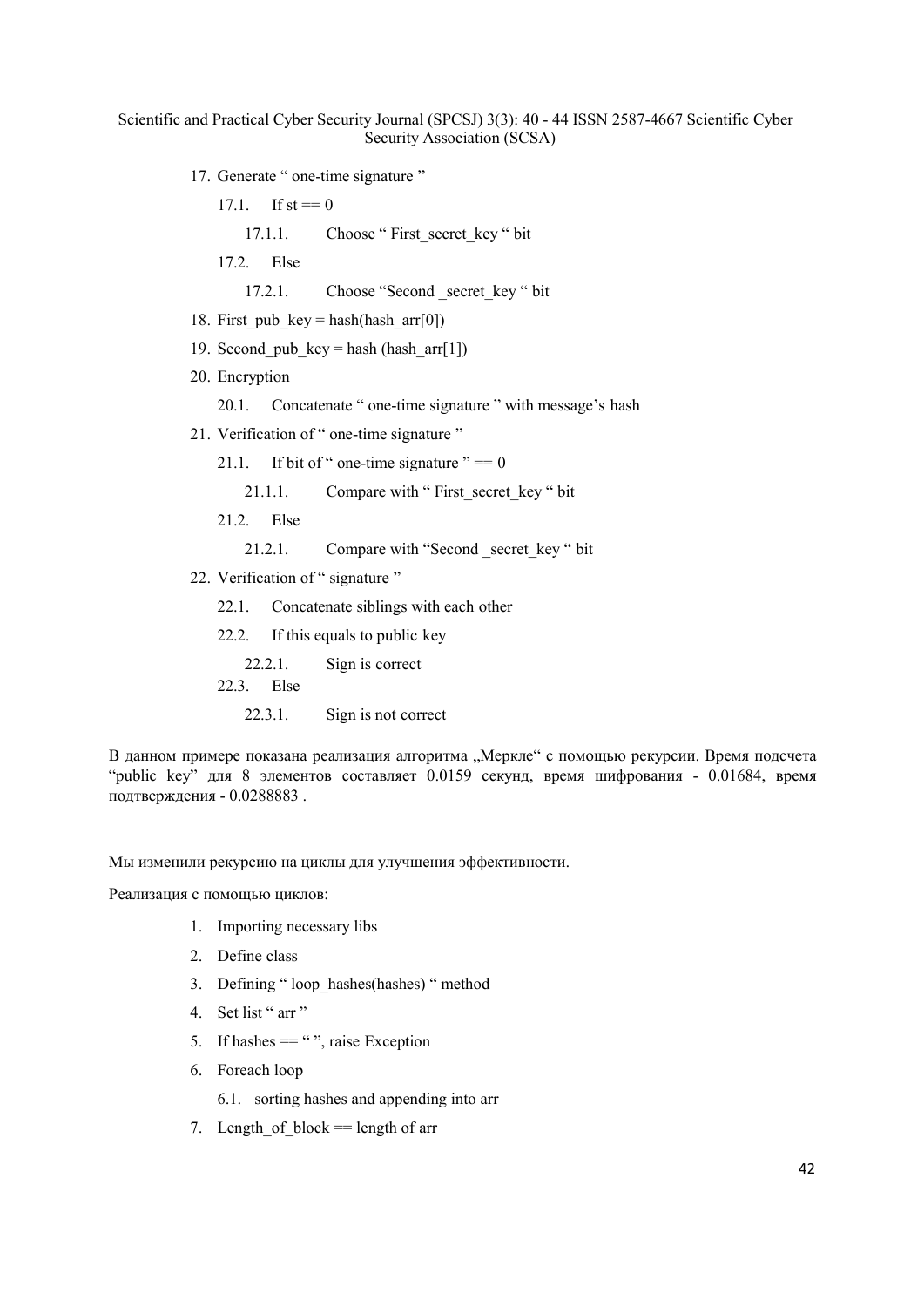17. Generate " one-time signature "
    17.1. If st == 0
        17.1.1. Choose " First_secret_key " bit
    17.2. Else
        17.2.1. Choose "Second _secret_key " bit
18. First_pub_key = hash(hash_arr[0])
19. Second_pub_key = hash (hash_arr[1])
20. Encryption
    20.1. Concatenate " one-time signature " with message's hash
21. Verification of " one-time signature "
    21.1. If bit of " one-time signature " == 0
        21.1.1. Compare with " First_secret_key " bit
    21.2. Else
        21.2.1. Compare with "Second _secret_key " bit
22. Verification of " signature "
    22.1. Concatenate siblings with each other
    22.2. If this equals to public key
        22.2.1. Sign is correct
    22.3. Else
        22.3.1. Sign is not correct

В данном примере показана реализация алгоритма „Меркле" с помощью рекурсии. Время подсчета "public key" для 8 элементов составляет 0.0159 секунд, время шифрования - 0.01684, время подтверждения - 0.0288883 .

Мы изменили рекурсию на циклы для улучшения эффективности.

Реализация с помощью циклов:

1. Importing necessary libs
2. Define class
3. Defining " loop_hashes(hashes) " method
4. Set list " arr "
5. If hashes == " ", raise Exception
6. Foreach loop
    6.1. sorting hashes and appending into arr
7. Length_of_block == length of arr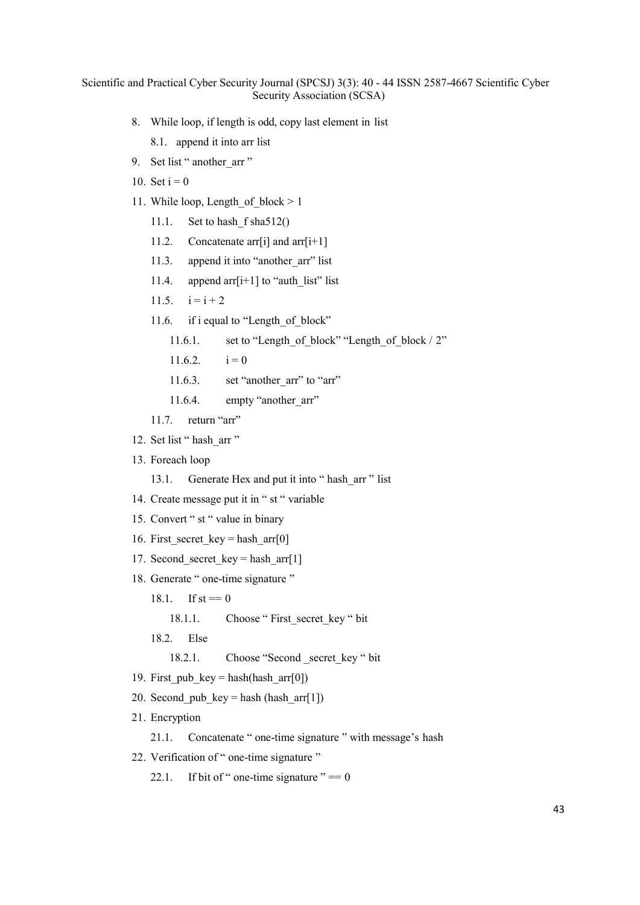8. While loop, if length is odd, copy last element in list
    8.1. append it into arr list
9. Set list " another_arr "
10. Set i = 0
11. While loop, Length_of_block > 1
    11.1. Set to hash_f sha512()
    11.2. Concatenate arr[i] and arr[i+1]
    11.3. append it into "another_arr" list
    11.4. append arr[i+1] to "auth_list" list
    11.5. i = i + 2
    11.6. if i equal to "Length_of_block"
        11.6.1. set to "Length_of_block" "Length_of_block / 2"
        11.6.2. i = 0
        11.6.3. set "another_arr" to "arr"
        11.6.4. empty "another_arr"
    11.7. return "arr"
12. Set list " hash_arr "
13. Foreach loop
    13.1. Generate Hex and put it into " hash_arr " list
14. Create message put it in " st " variable
15. Convert " st " value in binary
16. First_secret_key = hash_arr[0]
17. Second_secret_key = hash_arr[1]
18. Generate " one-time signature "
    18.1. If st == 0
        18.1.1. Choose " First_secret_key " bit
    18.2. Else
        18.2.1. Choose "Second _secret_key " bit
19. First_pub_key = hash(hash_arr[0])
20. Second_pub_key = hash (hash_arr[1])
21. Encryption
    21.1. Concatenate " one-time signature " with message's hash
22. Verification of " one-time signature "
    22.1. If bit of " one-time signature " == 0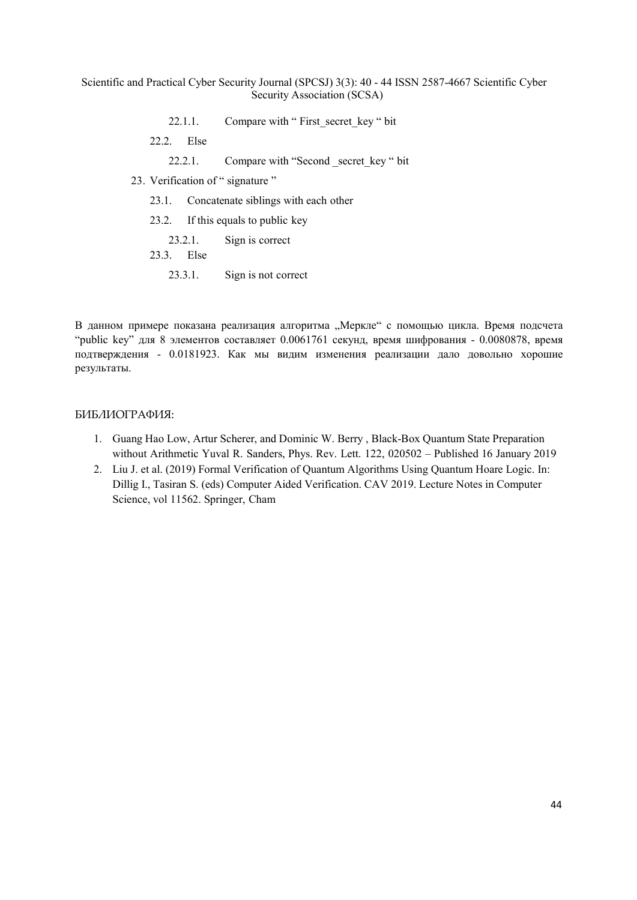22.1.1. Compare with " First_secret_key " bit

22.2. Else

22.2.1. Compare with "Second _secret_key " bit

23. Verification of " signature "

23.1. Concatenate siblings with each other

23.2. If this equals to public key

23.2.1. Sign is correct

23.3. Else

23.3.1. Sign is not correct

В данном примере показана реализация алгоритма „Меркле" с помощью цикла. Время подсчета "public key" для 8 элементов составляет 0.0061761 секунд, время шифрования - 0.0080878, время подтверждения - 0.0181923. Как мы видим изменения реализации дало довольно хорошие результаты.

БИБЛИОГРАФИЯ:

1. Guang Hao Low, Artur Scherer, and Dominic W. Berry , Black-Box Quantum State Preparation without Arithmetic Yuval R. Sanders, Phys. Rev. Lett. 122, 020502 – Published 16 January 2019
2. Liu J. et al. (2019) Formal Verification of Quantum Algorithms Using Quantum Hoare Logic. In: Dillig I., Tasiran S. (eds) Computer Aided Verification. CAV 2019. Lecture Notes in Computer Science, vol 11562. Springer, Cham